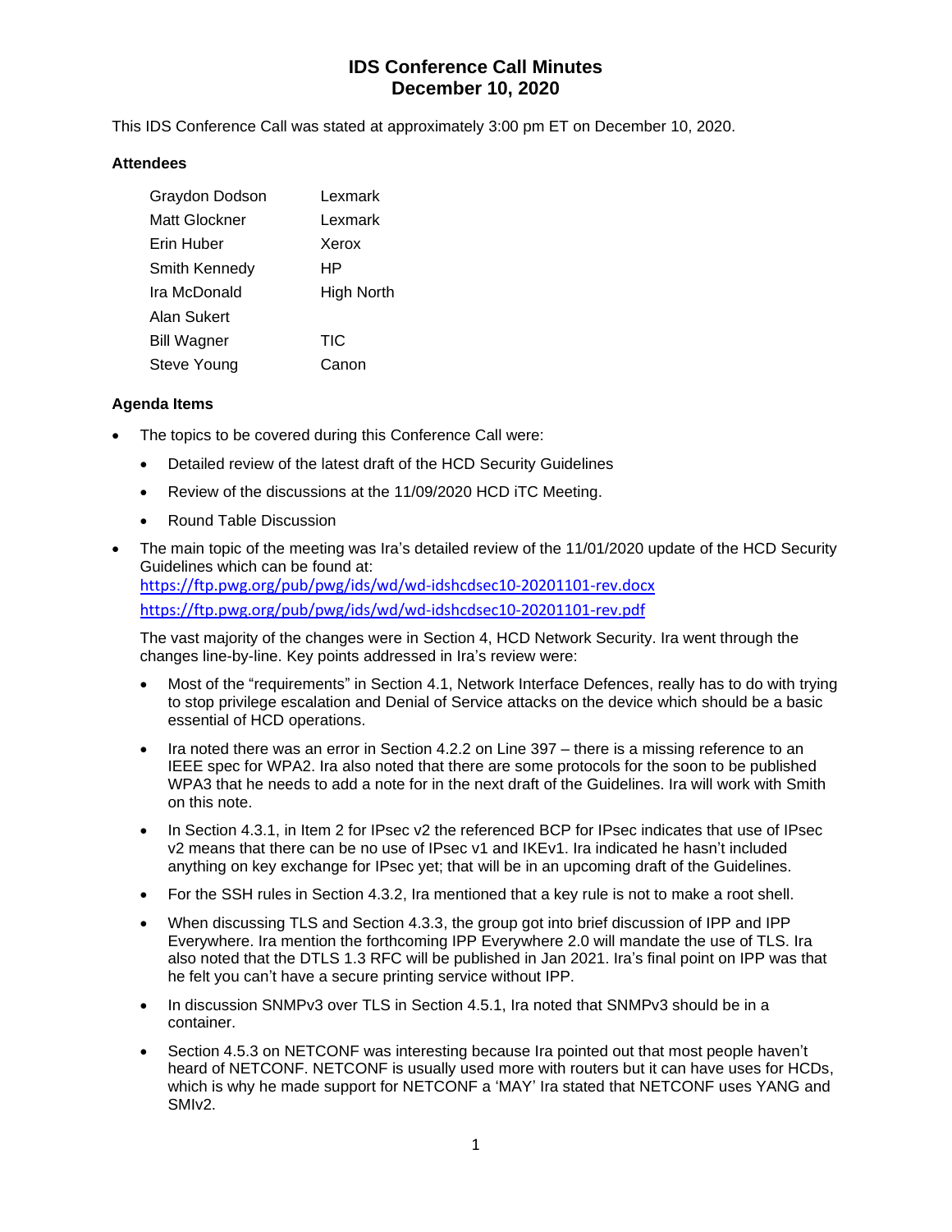# IDS Conference Call Minutes
## December 10, 2020

This IDS Conference Call was stated at approximately 3:00 pm ET on December 10, 2020.

### Attendees

| | |
|---|---|
| Graydon Dodson | Lexmark |
| Matt Glockner | Lexmark |
| Erin Huber | Xerox |
| Smith Kennedy | HP |
| Ira McDonald | High North |
| Alan Sukert | |
| Bill Wagner | TIC |
| Steve Young | Canon |

### Agenda Items

- The topics to be covered during this Conference Call were:
  - Detailed review of the latest draft of the HCD Security Guidelines
  - Review of the discussions at the 11/09/2020 HCD iTC Meeting.
  - Round Table Discussion
- The main topic of the meeting was Ira's detailed review of the 11/01/2020 update of the HCD Security Guidelines which can be found at:
  https://ftp.pwg.org/pub/pwg/ids/wd/wd-idshcdsec10-20201101-rev.docx
  https://ftp.pwg.org/pub/pwg/ids/wd/wd-idshcdsec10-20201101-rev.pdf

  The vast majority of the changes were in Section 4, HCD Network Security. Ira went through the changes line-by-line. Key points addressed in Ira's review were:

  - Most of the "requirements" in Section 4.1, Network Interface Defences, really has to do with trying to stop privilege escalation and Denial of Service attacks on the device which should be a basic essential of HCD operations.
  - Ira noted there was an error in Section 4.2.2 on Line 397 – there is a missing reference to an IEEE spec for WPA2. Ira also noted that there are some protocols for the soon to be published WPA3 that he needs to add a note for in the next draft of the Guidelines. Ira will work with Smith on this note.
  - In Section 4.3.1, in Item 2 for IPsec v2 the referenced BCP for IPsec indicates that use of IPsec v2 means that there can be no use of IPsec v1 and IKEv1. Ira indicated he hasn't included anything on key exchange for IPsec yet; that will be in an upcoming draft of the Guidelines.
  - For the SSH rules in Section 4.3.2, Ira mentioned that a key rule is not to make a root shell.
  - When discussing TLS and Section 4.3.3, the group got into brief discussion of IPP and IPP Everywhere. Ira mention the forthcoming IPP Everywhere 2.0 will mandate the use of TLS. Ira also noted that the DTLS 1.3 RFC will be published in Jan 2021. Ira's final point on IPP was that he felt you can't have a secure printing service without IPP.
  - In discussion SNMPv3 over TLS in Section 4.5.1, Ira noted that SNMPv3 should be in a container.
  - Section 4.5.3 on NETCONF was interesting because Ira pointed out that most people haven't heard of NETCONF. NETCONF is usually used more with routers but it can have uses for HCDs, which is why he made support for NETCONF a 'MAY' Ira stated that NETCONF uses YANG and SMIv2.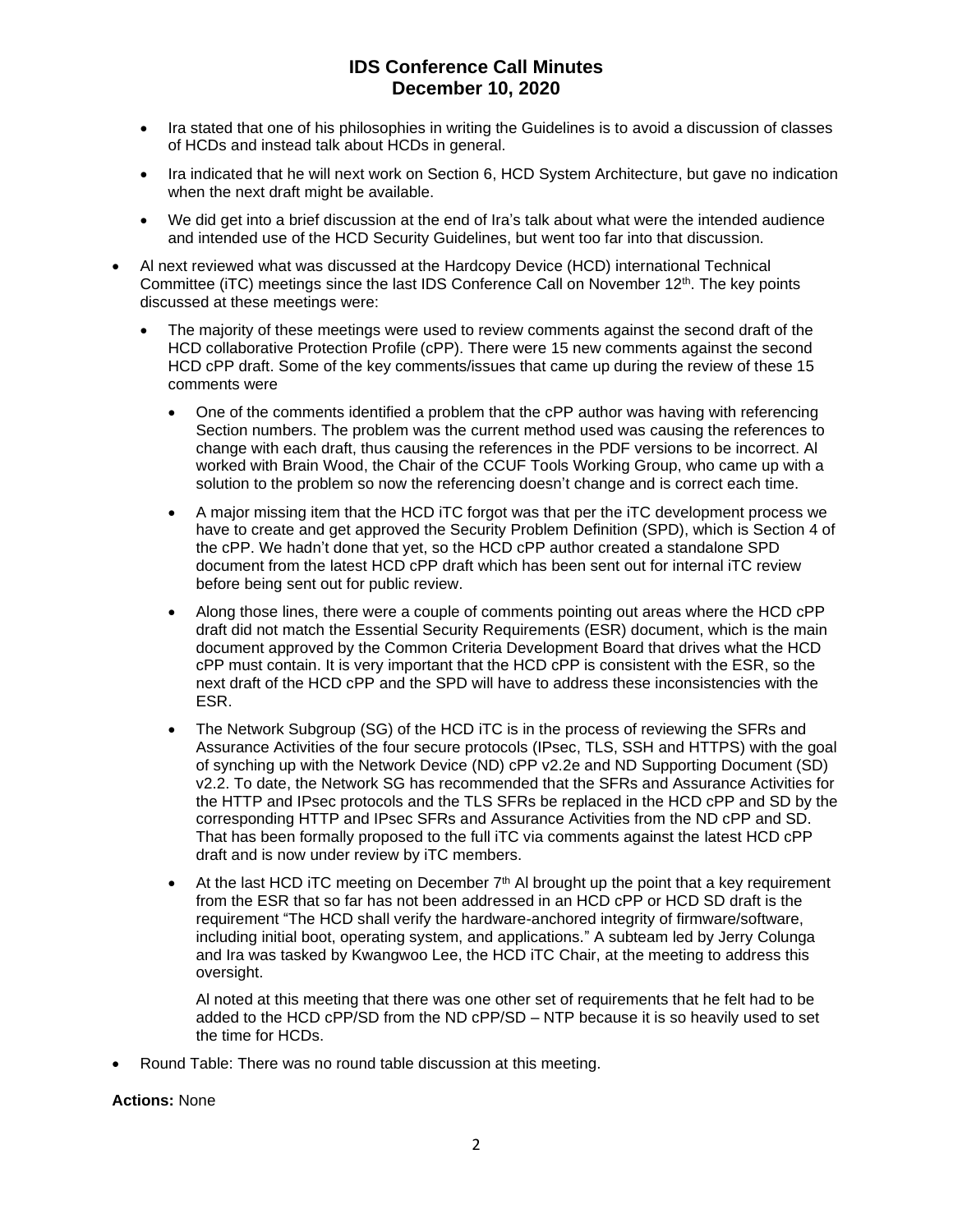- Ira stated that one of his philosophies in writing the Guidelines is to avoid a discussion of classes of HCDs and instead talk about HCDs in general.
- Ira indicated that he will next work on Section 6, HCD System Architecture, but gave no indication when the next draft might be available.
- We did get into a brief discussion at the end of Ira's talk about what were the intended audience and intended use of the HCD Security Guidelines, but went too far into that discussion.

- Al next reviewed what was discussed at the Hardcopy Device (HCD) international Technical Committee (iTC) meetings since the last IDS Conference Call on November 12th. The key points discussed at these meetings were:
  - The majority of these meetings were used to review comments against the second draft of the HCD collaborative Protection Profile (cPP). There were 15 new comments against the second HCD cPP draft. Some of the key comments/issues that came up during the review of these 15 comments were
    - One of the comments identified a problem that the cPP author was having with referencing Section numbers. The problem was the current method used was causing the references to change with each draft, thus causing the references in the PDF versions to be incorrect. Al worked with Brain Wood, the Chair of the CCUF Tools Working Group, who came up with a solution to the problem so now the referencing doesn't change and is correct each time.
    - A major missing item that the HCD iTC forgot was that per the iTC development process we have to create and get approved the Security Problem Definition (SPD), which is Section 4 of the cPP. We hadn't done that yet, so the HCD cPP author created a standalone SPD document from the latest HCD cPP draft which has been sent out for internal iTC review before being sent out for public review.
    - Along those lines, there were a couple of comments pointing out areas where the HCD cPP draft did not match the Essential Security Requirements (ESR) document, which is the main document approved by the Common Criteria Development Board that drives what the HCD cPP must contain. It is very important that the HCD cPP is consistent with the ESR, so the next draft of the HCD cPP and the SPD will have to address these inconsistencies with the ESR.
    - The Network Subgroup (SG) of the HCD iTC is in the process of reviewing the SFRs and Assurance Activities of the four secure protocols (IPsec, TLS, SSH and HTTPS) with the goal of synching up with the Network Device (ND) cPP v2.2e and ND Supporting Document (SD) v2.2. To date, the Network SG has recommended that the SFRs and Assurance Activities for the HTTP and IPsec protocols and the TLS SFRs be replaced in the HCD cPP and SD by the corresponding HTTP and IPsec SFRs and Assurance Activities from the ND cPP and SD. That has been formally proposed to the full iTC via comments against the latest HCD cPP draft and is now under review by iTC members.
    - At the last HCD iTC meeting on December 7th Al brought up the point that a key requirement from the ESR that so far has not been addressed in an HCD cPP or HCD SD draft is the requirement "The HCD shall verify the hardware-anchored integrity of firmware/software, including initial boot, operating system, and applications." A subteam led by Jerry Colunga and Ira was tasked by Kwangwoo Lee, the HCD iTC Chair, at the meeting to address this oversight.

      Al noted at this meeting that there was one other set of requirements that he felt had to be added to the HCD cPP/SD from the ND cPP/SD – NTP because it is so heavily used to set the time for HCDs.

- Round Table: There was no round table discussion at this meeting.

**Actions:** None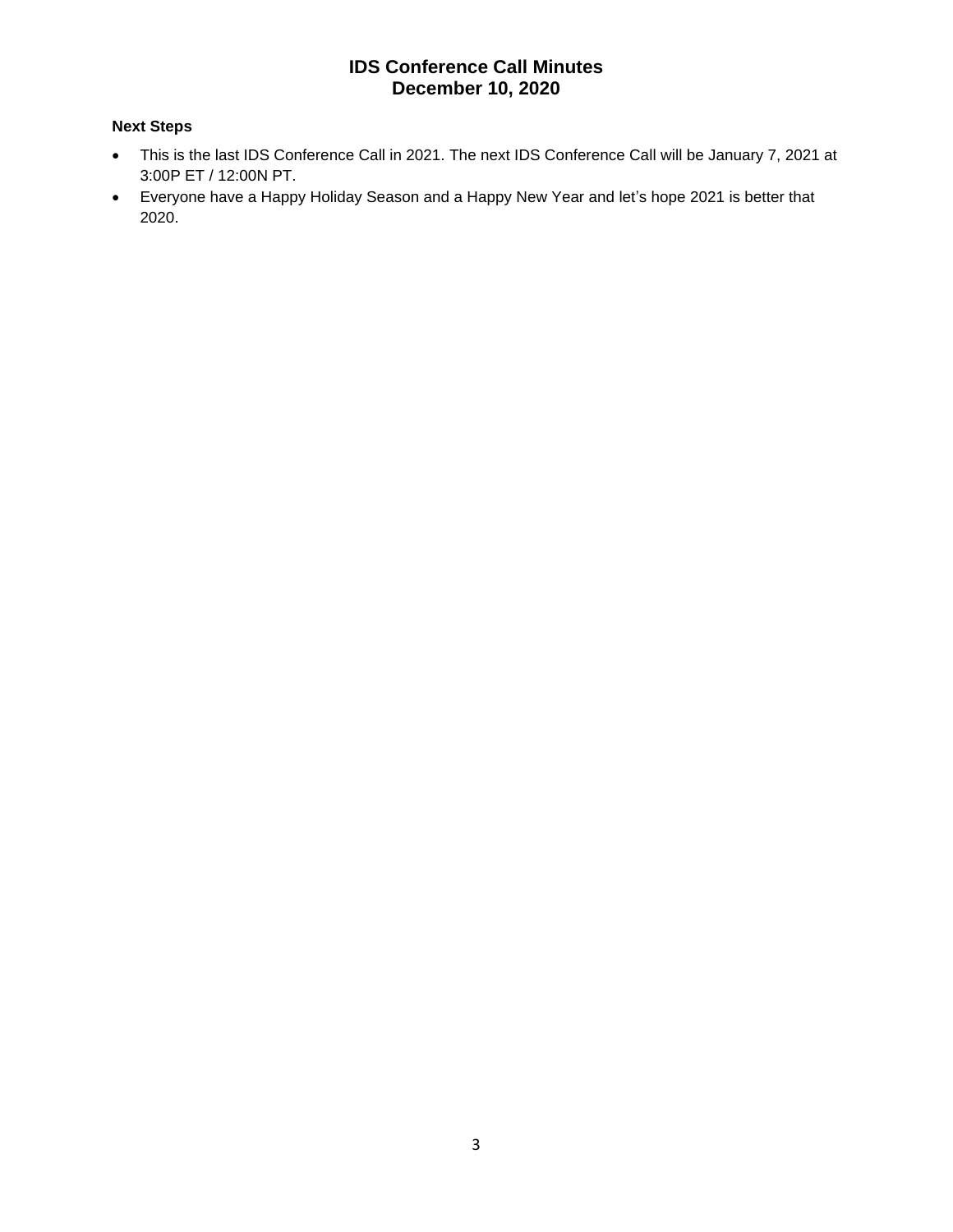# IDS Conference Call Minutes
# December 10, 2020

**Next Steps**

- This is the last IDS Conference Call in 2021. The next IDS Conference Call will be January 7, 2021 at 3:00P ET / 12:00N PT.
- Everyone have a Happy Holiday Season and a Happy New Year and let's hope 2021 is better that 2020.